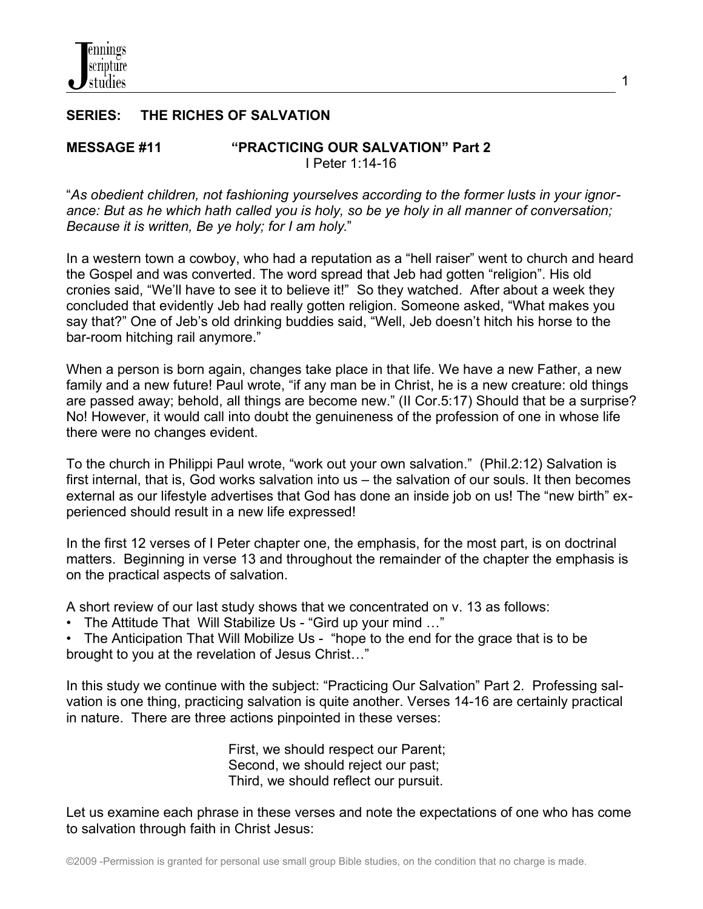**SERIES: THE RICHES OF SALVATION**

**MESSAGE #11 "PRACTICING OUR SALVATION" Part 2**
I Peter 1:14-16

"*As obedient children, not fashioning yourselves according to the former lusts in your ignorance: But as he which hath called you is holy, so be ye holy in all manner of conversation; Because it is written, Be ye holy; for I am holy.*"

In a western town a cowboy, who had a reputation as a "hell raiser" went to church and heard the Gospel and was converted. The word spread that Jeb had gotten "religion". His old cronies said, "We'll have to see it to believe it!" So they watched. After about a week they concluded that evidently Jeb had really gotten religion. Someone asked, "What makes you say that?" One of Jeb's old drinking buddies said, "Well, Jeb doesn't hitch his horse to the bar-room hitching rail anymore."

When a person is born again, changes take place in that life. We have a new Father, a new family and a new future! Paul wrote, "if any man be in Christ, he is a new creature: old things are passed away; behold, all things are become new." (II Cor.5:17) Should that be a surprise? No! However, it would call into doubt the genuineness of the profession of one in whose life there were no changes evident.

To the church in Philippi Paul wrote, "work out your own salvation." (Phil.2:12) Salvation is first internal, that is, God works salvation into us – the salvation of our souls. It then becomes external as our lifestyle advertises that God has done an inside job on us! The "new birth" experienced should result in a new life expressed!

In the first 12 verses of I Peter chapter one, the emphasis, for the most part, is on doctrinal matters. Beginning in verse 13 and throughout the remainder of the chapter the emphasis is on the practical aspects of salvation.

A short review of our last study shows that we concentrated on v. 13 as follows:

- The Attitude That Will Stabilize Us - "Gird up your mind …"
- The Anticipation That Will Mobilize Us - "hope to the end for the grace that is to be brought to you at the revelation of Jesus Christ…"

In this study we continue with the subject: "Practicing Our Salvation" Part 2. Professing salvation is one thing, practicing salvation is quite another. Verses 14-16 are certainly practical in nature. There are three actions pinpointed in these verses:

First, we should respect our Parent;
Second, we should reject our past;
Third, we should reflect our pursuit.

Let us examine each phrase in these verses and note the expectations of one who has come to salvation through faith in Christ Jesus: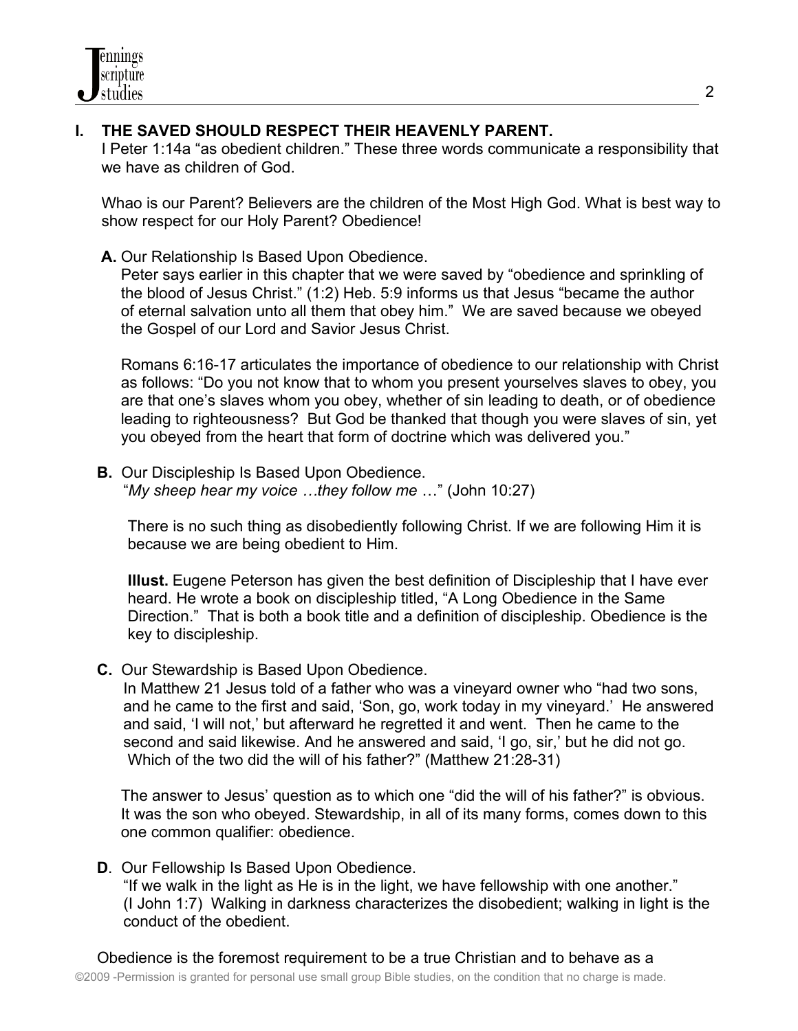## I. THE SAVED SHOULD RESPECT THEIR HEAVENLY PARENT.

I Peter 1:14a "as obedient children." These three words communicate a responsibility that we have as children of God.

Whao is our Parent? Believers are the children of the Most High God. What is best way to show respect for our Holy Parent? Obedience!

**A.** Our Relationship Is Based Upon Obedience.

Peter says earlier in this chapter that we were saved by "obedience and sprinkling of the blood of Jesus Christ." (1:2) Heb. 5:9 informs us that Jesus "became the author of eternal salvation unto all them that obey him." We are saved because we obeyed the Gospel of our Lord and Savior Jesus Christ.

Romans 6:16-17 articulates the importance of obedience to our relationship with Christ as follows: "Do you not know that to whom you present yourselves slaves to obey, you are that one's slaves whom you obey, whether of sin leading to death, or of obedience leading to righteousness? But God be thanked that though you were slaves of sin, yet you obeyed from the heart that form of doctrine which was delivered you."

**B.** Our Discipleship Is Based Upon Obedience.

"*My sheep hear my voice …they follow me* …" (John 10:27)

There is no such thing as disobediently following Christ. If we are following Him it is because we are being obedient to Him.

**Illust.** Eugene Peterson has given the best definition of Discipleship that I have ever heard. He wrote a book on discipleship titled, "A Long Obedience in the Same Direction." That is both a book title and a definition of discipleship. Obedience is the key to discipleship.

**C.** Our Stewardship is Based Upon Obedience.

In Matthew 21 Jesus told of a father who was a vineyard owner who "had two sons, and he came to the first and said, 'Son, go, work today in my vineyard.' He answered and said, 'I will not,' but afterward he regretted it and went. Then he came to the second and said likewise. And he answered and said, 'I go, sir,' but he did not go. Which of the two did the will of his father?" (Matthew 21:28-31)

The answer to Jesus' question as to which one "did the will of his father?" is obvious. It was the son who obeyed. Stewardship, in all of its many forms, comes down to this one common qualifier: obedience.

**D**. Our Fellowship Is Based Upon Obedience.

"If we walk in the light as He is in the light, we have fellowship with one another." (I John 1:7) Walking in darkness characterizes the disobedient; walking in light is the conduct of the obedient.

Obedience is the foremost requirement to be a true Christian and to behave as a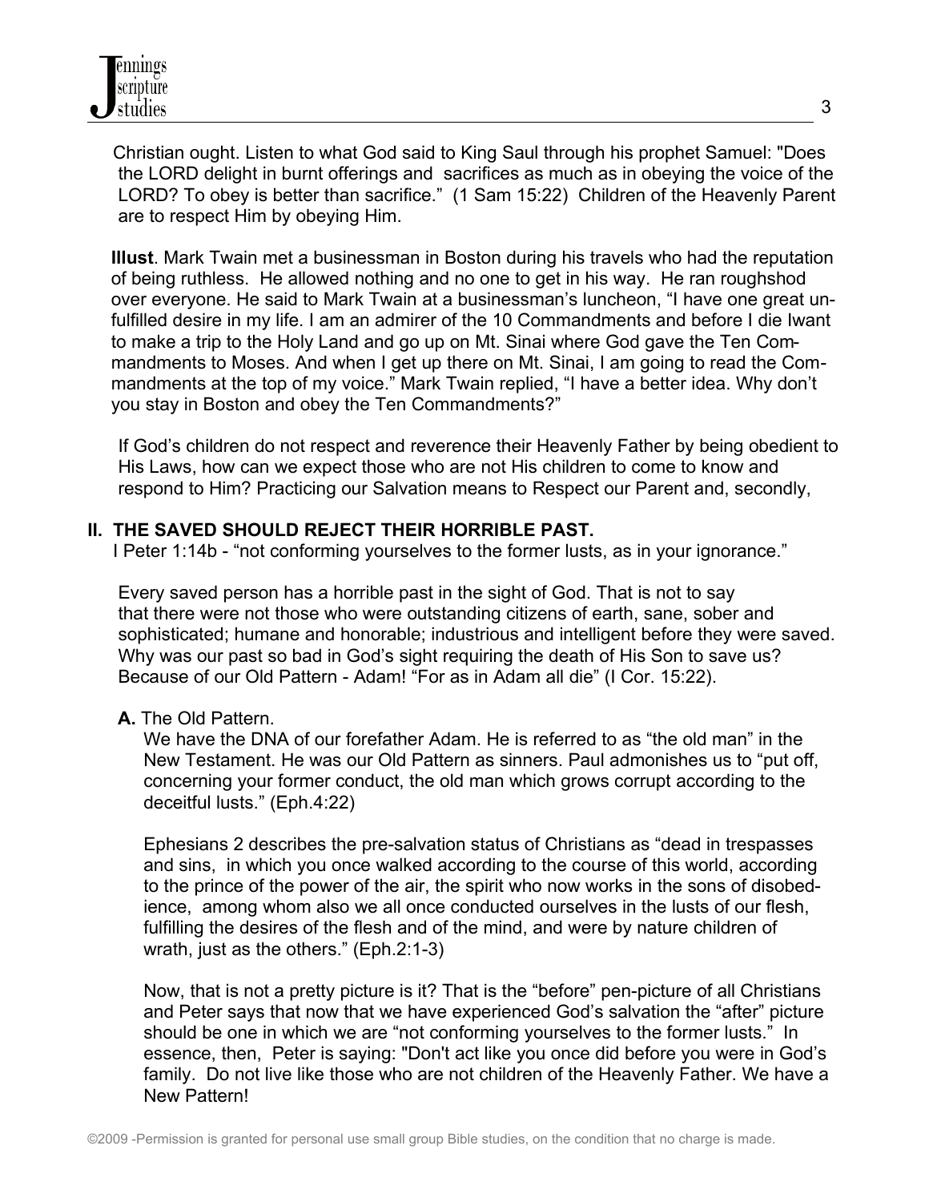Christian ought. Listen to what God said to King Saul through his prophet Samuel: "Does the LORD delight in burnt offerings and sacrifices as much as in obeying the voice of the LORD? To obey is better than sacrifice." (1 Sam 15:22) Children of the Heavenly Parent are to respect Him by obeying Him.

**Illust**. Mark Twain met a businessman in Boston during his travels who had the reputation of being ruthless. He allowed nothing and no one to get in his way. He ran roughshod over everyone. He said to Mark Twain at a businessman's luncheon, "I have one great unfulfilled desire in my life. I am an admirer of the 10 Commandments and before I die Iwant to make a trip to the Holy Land and go up on Mt. Sinai where God gave the Ten Commandments to Moses. And when I get up there on Mt. Sinai, I am going to read the Commandments at the top of my voice." Mark Twain replied, "I have a better idea. Why don't you stay in Boston and obey the Ten Commandments?"

If God's children do not respect and reverence their Heavenly Father by being obedient to His Laws, how can we expect those who are not His children to come to know and respond to Him? Practicing our Salvation means to Respect our Parent and, secondly,

## II. THE SAVED SHOULD REJECT THEIR HORRIBLE PAST.

I Peter 1:14b - "not conforming yourselves to the former lusts, as in your ignorance."

Every saved person has a horrible past in the sight of God. That is not to say that there were not those who were outstanding citizens of earth, sane, sober and sophisticated; humane and honorable; industrious and intelligent before they were saved. Why was our past so bad in God's sight requiring the death of His Son to save us? Because of our Old Pattern - Adam! "For as in Adam all die" (I Cor. 15:22).

**A.** The Old Pattern.

We have the DNA of our forefather Adam. He is referred to as "the old man" in the New Testament. He was our Old Pattern as sinners. Paul admonishes us to "put off, concerning your former conduct, the old man which grows corrupt according to the deceitful lusts." (Eph.4:22)

Ephesians 2 describes the pre-salvation status of Christians as "dead in trespasses and sins, in which you once walked according to the course of this world, according to the prince of the power of the air, the spirit who now works in the sons of disobedience, among whom also we all once conducted ourselves in the lusts of our flesh, fulfilling the desires of the flesh and of the mind, and were by nature children of wrath, just as the others." (Eph.2:1-3)

Now, that is not a pretty picture is it? That is the "before" pen-picture of all Christians and Peter says that now that we have experienced God's salvation the "after" picture should be one in which we are "not conforming yourselves to the former lusts." In essence, then, Peter is saying: "Don't act like you once did before you were in God's family. Do not live like those who are not children of the Heavenly Father. We have a New Pattern!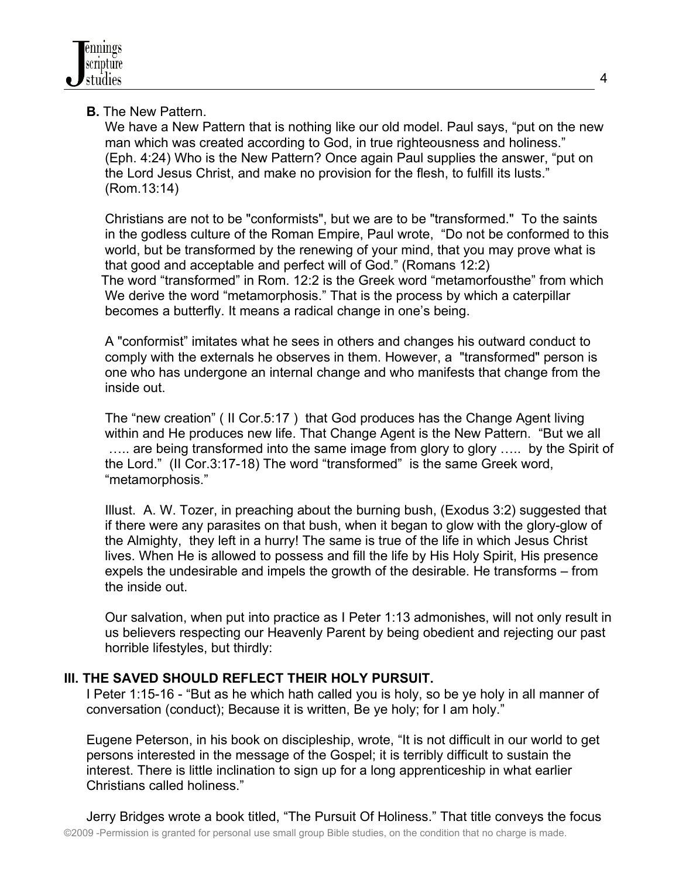**B.** The New Pattern.

We have a New Pattern that is nothing like our old model. Paul says, "put on the new man which was created according to God, in true righteousness and holiness." (Eph. 4:24) Who is the New Pattern? Once again Paul supplies the answer, "put on the Lord Jesus Christ, and make no provision for the flesh, to fulfill its lusts." (Rom.13:14)

Christians are not to be "conformists", but we are to be "transformed." To the saints in the godless culture of the Roman Empire, Paul wrote, "Do not be conformed to this world, but be transformed by the renewing of your mind, that you may prove what is that good and acceptable and perfect will of God." (Romans 12:2) The word "transformed" in Rom. 12:2 is the Greek word "metamorfousthe" from which We derive the word "metamorphosis." That is the process by which a caterpillar becomes a butterfly. It means a radical change in one's being.

A "conformist" imitates what he sees in others and changes his outward conduct to comply with the externals he observes in them. However, a "transformed" person is one who has undergone an internal change and who manifests that change from the inside out.

The "new creation" ( II Cor.5:17 ) that God produces has the Change Agent living within and He produces new life. That Change Agent is the New Pattern. "But we all ….. are being transformed into the same image from glory to glory ….. by the Spirit of the Lord." (II Cor.3:17-18) The word "transformed" is the same Greek word, "metamorphosis."

Illust. A. W. Tozer, in preaching about the burning bush, (Exodus 3:2) suggested that if there were any parasites on that bush, when it began to glow with the glory-glow of the Almighty, they left in a hurry! The same is true of the life in which Jesus Christ lives. When He is allowed to possess and fill the life by His Holy Spirit, His presence expels the undesirable and impels the growth of the desirable. He transforms – from the inside out.

Our salvation, when put into practice as I Peter 1:13 admonishes, will not only result in us believers respecting our Heavenly Parent by being obedient and rejecting our past horrible lifestyles, but thirdly:

### III. THE SAVED SHOULD REFLECT THEIR HOLY PURSUIT.

I Peter 1:15-16 - "But as he which hath called you is holy, so be ye holy in all manner of conversation (conduct); Because it is written, Be ye holy; for I am holy."

Eugene Peterson, in his book on discipleship, wrote, "It is not difficult in our world to get persons interested in the message of the Gospel; it is terribly difficult to sustain the interest. There is little inclination to sign up for a long apprenticeship in what earlier Christians called holiness."

Jerry Bridges wrote a book titled, "The Pursuit Of Holiness." That title conveys the focus

©2009 -Permission is granted for personal use small group Bible studies, on the condition that no charge is made.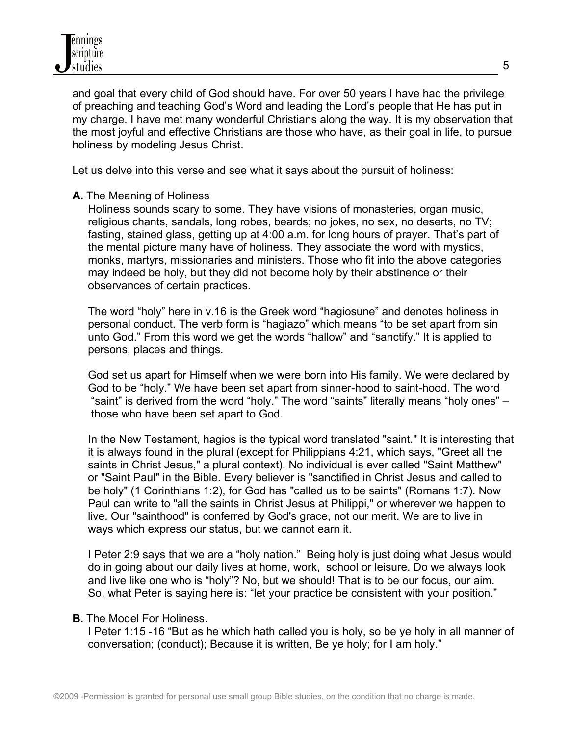and goal that every child of God should have. For over 50 years I have had the privilege of preaching and teaching God's Word and leading the Lord's people that He has put in my charge. I have met many wonderful Christians along the way. It is my observation that the most joyful and effective Christians are those who have, as their goal in life, to pursue holiness by modeling Jesus Christ.

Let us delve into this verse and see what it says about the pursuit of holiness:

**A.** The Meaning of Holiness

Holiness sounds scary to some. They have visions of monasteries, organ music, religious chants, sandals, long robes, beards; no jokes, no sex, no deserts, no TV; fasting, stained glass, getting up at 4:00 a.m. for long hours of prayer. That's part of the mental picture many have of holiness. They associate the word with mystics, monks, martyrs, missionaries and ministers. Those who fit into the above categories may indeed be holy, but they did not become holy by their abstinence or their observances of certain practices.

The word "holy" here in v.16 is the Greek word "hagiosune" and denotes holiness in personal conduct. The verb form is "hagiazo" which means "to be set apart from sin unto God." From this word we get the words "hallow" and "sanctify." It is applied to persons, places and things.

God set us apart for Himself when we were born into His family. We were declared by God to be "holy." We have been set apart from sinner-hood to saint-hood. The word "saint" is derived from the word "holy." The word "saints" literally means "holy ones" – those who have been set apart to God.

In the New Testament, hagios is the typical word translated "saint." It is interesting that it is always found in the plural (except for Philippians 4:21, which says, "Greet all the saints in Christ Jesus," a plural context). No individual is ever called "Saint Matthew" or "Saint Paul" in the Bible. Every believer is "sanctified in Christ Jesus and called to be holy" (1 Corinthians 1:2), for God has "called us to be saints" (Romans 1:7). Now Paul can write to "all the saints in Christ Jesus at Philippi," or wherever we happen to live. Our "sainthood" is conferred by God's grace, not our merit. We are to live in ways which express our status, but we cannot earn it.

I Peter 2:9 says that we are a "holy nation." Being holy is just doing what Jesus would do in going about our daily lives at home, work, school or leisure. Do we always look and live like one who is "holy"? No, but we should! That is to be our focus, our aim. So, what Peter is saying here is: "let your practice be consistent with your position."

**B.** The Model For Holiness.

I Peter 1:15 -16 "But as he which hath called you is holy, so be ye holy in all manner of conversation; (conduct); Because it is written, Be ye holy; for I am holy."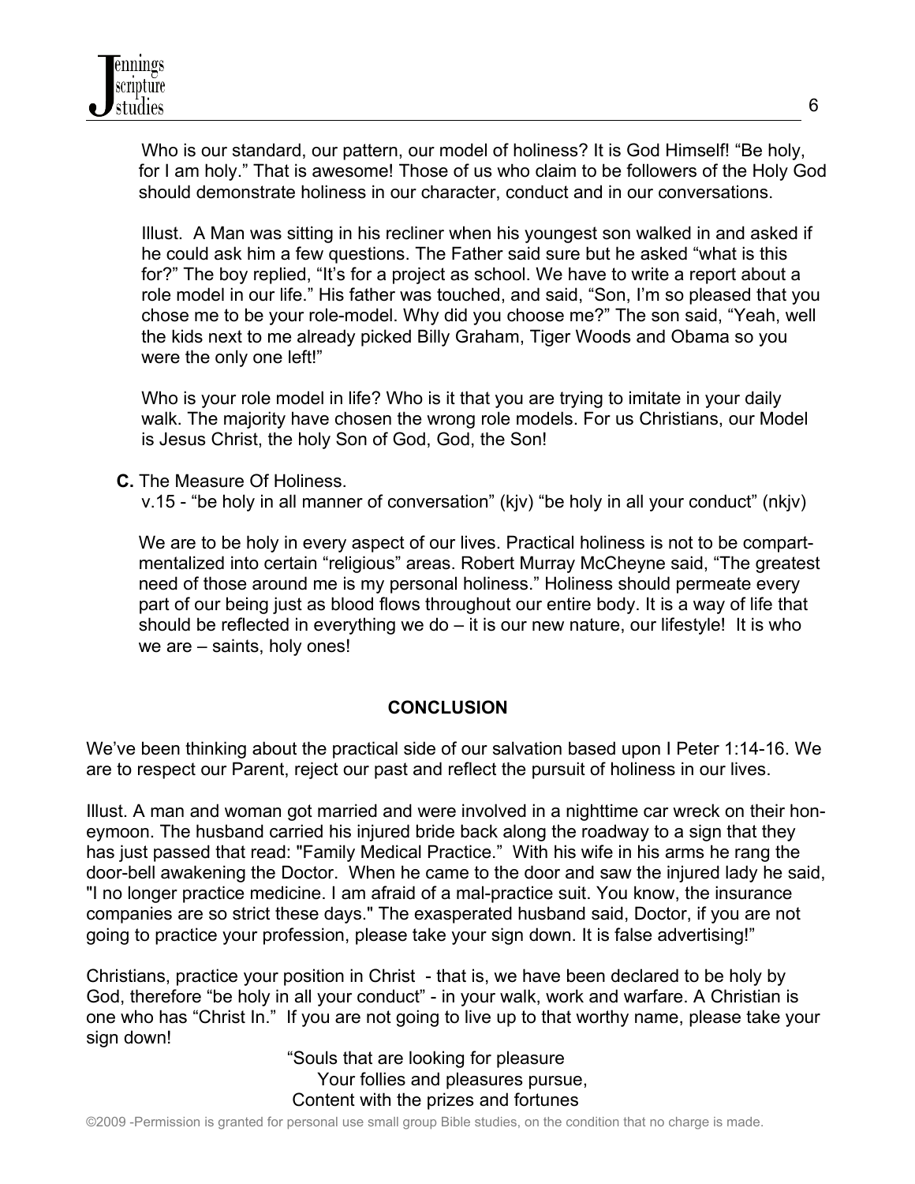Who is our standard, our pattern, our model of holiness? It is God Himself! "Be holy, for I am holy." That is awesome! Those of us who claim to be followers of the Holy God should demonstrate holiness in our character, conduct and in our conversations.

Illust. A Man was sitting in his recliner when his youngest son walked in and asked if he could ask him a few questions. The Father said sure but he asked "what is this for?" The boy replied, "It's for a project as school. We have to write a report about a role model in our life." His father was touched, and said, "Son, I'm so pleased that you chose me to be your role-model. Why did you choose me?" The son said, "Yeah, well the kids next to me already picked Billy Graham, Tiger Woods and Obama so you were the only one left!"

Who is your role model in life? Who is it that you are trying to imitate in your daily walk. The majority have chosen the wrong role models. For us Christians, our Model is Jesus Christ, the holy Son of God, God, the Son!

**C.** The Measure Of Holiness.
v.15 - "be holy in all manner of conversation" (kjv) "be holy in all your conduct" (nkjv)

We are to be holy in every aspect of our lives. Practical holiness is not to be compartmentalized into certain "religious" areas. Robert Murray McCheyne said, "The greatest need of those around me is my personal holiness." Holiness should permeate every part of our being just as blood flows throughout our entire body. It is a way of life that should be reflected in everything we do – it is our new nature, our lifestyle! It is who we are – saints, holy ones!

## CONCLUSION

We've been thinking about the practical side of our salvation based upon I Peter 1:14-16. We are to respect our Parent, reject our past and reflect the pursuit of holiness in our lives.

Illust. A man and woman got married and were involved in a nighttime car wreck on their honeymoon. The husband carried his injured bride back along the roadway to a sign that they has just passed that read: "Family Medical Practice." With his wife in his arms he rang the door-bell awakening the Doctor. When he came to the door and saw the injured lady he said, "I no longer practice medicine. I am afraid of a mal-practice suit. You know, the insurance companies are so strict these days." The exasperated husband said, Doctor, if you are not going to practice your profession, please take your sign down. It is false advertising!"

Christians, practice your position in Christ - that is, we have been declared to be holy by God, therefore "be holy in all your conduct" - in your walk, work and warfare. A Christian is one who has "Christ In." If you are not going to live up to that worthy name, please take your sign down!

"Souls that are looking for pleasure
Your follies and pleasures pursue,
Content with the prizes and fortunes

©2009 -Permission is granted for personal use small group Bible studies, on the condition that no charge is made.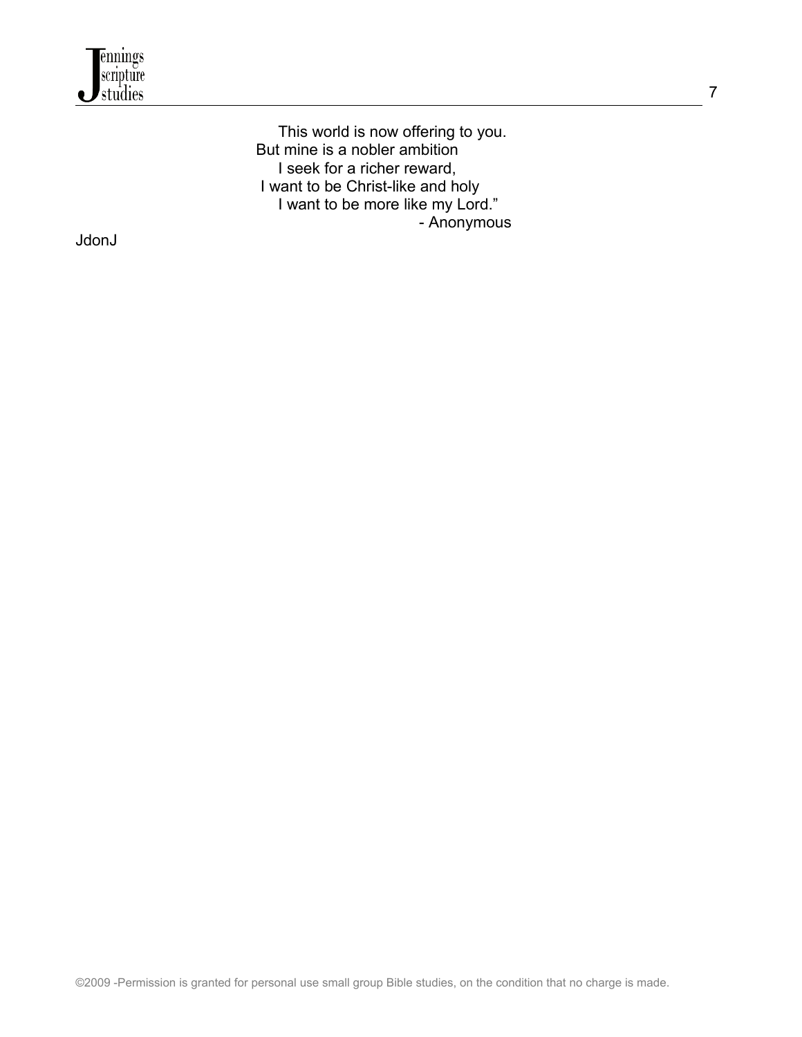This world is now offering to you.
But mine is a nobler ambition
I seek for a richer reward,
I want to be Christ-like and holy
I want to be more like my Lord."
- Anonymous

JdonJ